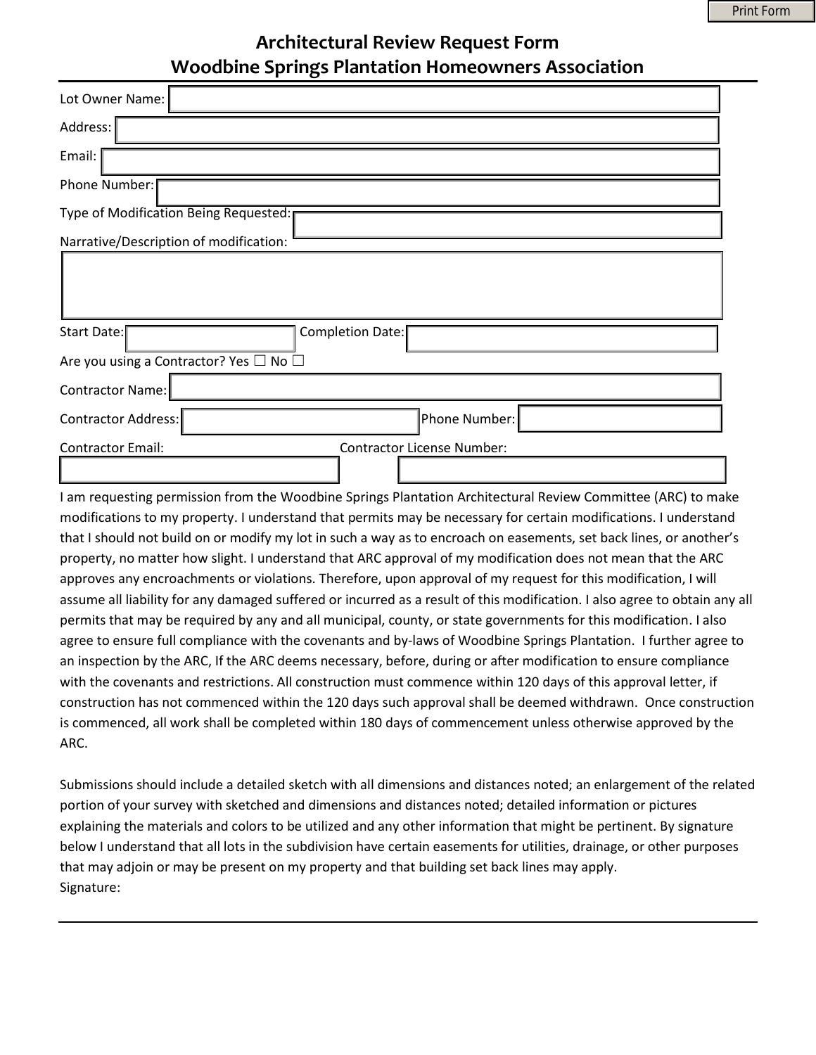# Architectural Review Request Form
## Woodbine Springs Plantation Homeowners Association

Lot Owner Name:

Address:

Email:

Phone Number:

Type of Modification Being Requested:

Narrative/Description of modification:

Start Date: Completion Date:

Are you using a Contractor? Yes ☐ No ☐

Contractor Name:

Contractor Address: Phone Number:

Contractor Email: Contractor License Number:

I am requesting permission from the Woodbine Springs Plantation Architectural Review Committee (ARC) to make modifications to my property. I understand that permits may be necessary for certain modifications. I understand that I should not build on or modify my lot in such a way as to encroach on easements, set back lines, or another's property, no matter how slight. I understand that ARC approval of my modification does not mean that the ARC approves any encroachments or violations. Therefore, upon approval of my request for this modification, I will assume all liability for any damaged suffered or incurred as a result of this modification. I also agree to obtain any all permits that may be required by any and all municipal, county, or state governments for this modification. I also agree to ensure full compliance with the covenants and by-laws of Woodbine Springs Plantation. I further agree to an inspection by the ARC, If the ARC deems necessary, before, during or after modification to ensure compliance with the covenants and restrictions. All construction must commence within 120 days of this approval letter, if construction has not commenced within the 120 days such approval shall be deemed withdrawn. Once construction is commenced, all work shall be completed within 180 days of commencement unless otherwise approved by the ARC.

Submissions should include a detailed sketch with all dimensions and distances noted; an enlargement of the related portion of your survey with sketched and dimensions and distances noted; detailed information or pictures explaining the materials and colors to be utilized and any other information that might be pertinent. By signature below I understand that all lots in the subdivision have certain easements for utilities, drainage, or other purposes that may adjoin or may be present on my property and that building set back lines may apply.

Signature: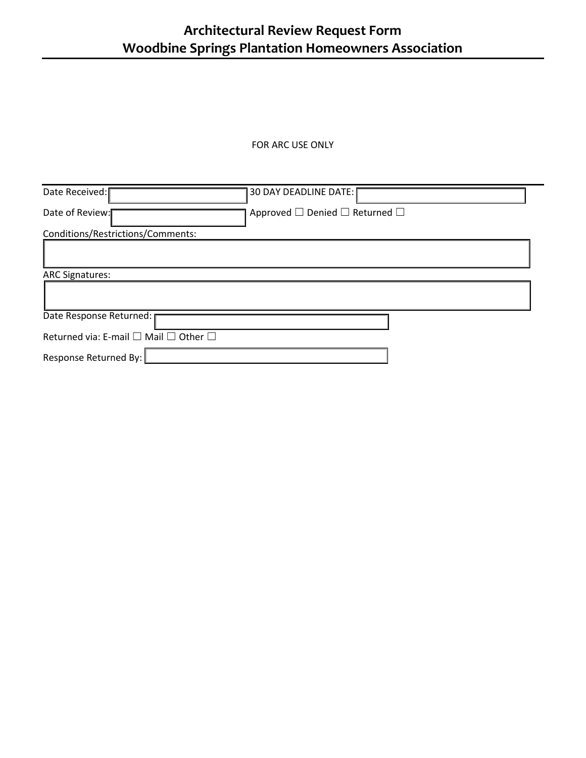# Architectural Review Request Form
# Woodbine Springs Plantation Homeowners Association

FOR ARC USE ONLY

Date Received: ______________ 30 DAY DEADLINE DATE: ______________

Date of Review: ______________ Approved ☐ Denied ☐ Returned ☐

Conditions/Restrictions/Comments:

______________

ARC Signatures:

______________

Date Response Returned: ______________

Returned via: E-mail ☐ Mail ☐ Other ☐

Response Returned By: ______________